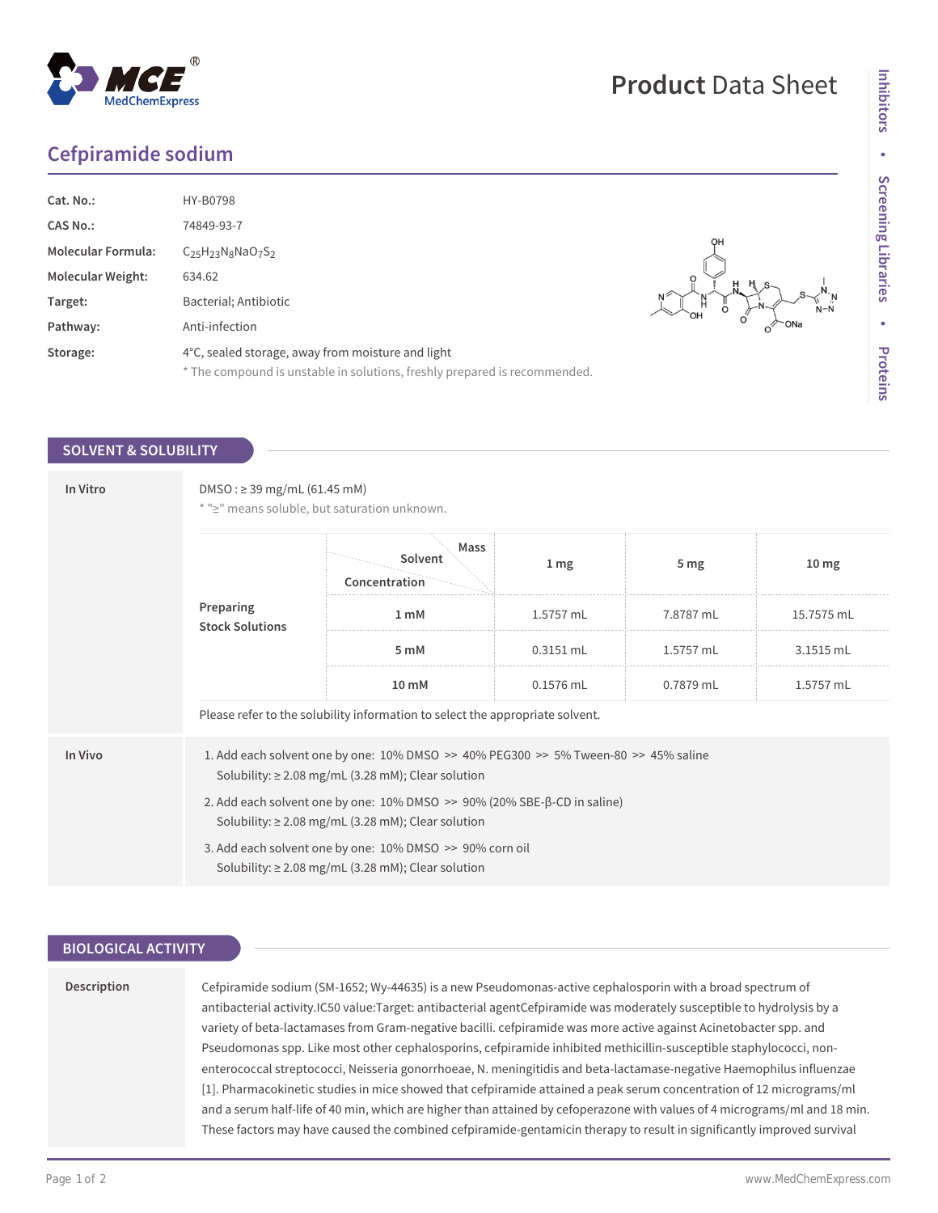# Product Data Sheet

## Cefpiramide sodium

| | |
|---|---|
| **Cat. No.:** | HY-B0798 |
| **CAS No.:** | 74849-93-7 |
| **Molecular Formula:** | $C_{25}H_{23}N_8NaO_7S_2$ |
| **Molecular Weight:** | 634.62 |
| **Target:** | Bacterial; Antibiotic |
| **Pathway:** | Anti-infection |
| **Storage:** | 4°C, sealed storage, away from moisture and light |

\* The compound is unstable in solutions, freshly prepared is recommended.

## SOLVENT & SOLUBILITY

### In Vitro

DMSO : ≥ 39 mg/mL (61.45 mM)

\* "≥" means soluble, but saturation unknown.

**Preparing Stock Solutions**

| Concentration \ Solvent \ Mass | 1 mg | 5 mg | 10 mg |
|---|---|---|---|
| 1 mM | 1.5757 mL | 7.8787 mL | 15.7575 mL |
| 5 mM | 0.3151 mL | 1.5757 mL | 3.1515 mL |
| 10 mM | 0.1576 mL | 0.7879 mL | 1.5757 mL |

Please refer to the solubility information to select the appropriate solvent.

### In Vivo

1. Add each solvent one by one: 10% DMSO >> 40% PEG300 >> 5% Tween-80 >> 45% saline
   Solubility: ≥ 2.08 mg/mL (3.28 mM); Clear solution
2. Add each solvent one by one: 10% DMSO >> 90% (20% SBE-β-CD in saline)
   Solubility: ≥ 2.08 mg/mL (3.28 mM); Clear solution
3. Add each solvent one by one: 10% DMSO >> 90% corn oil
   Solubility: ≥ 2.08 mg/mL (3.28 mM); Clear solution

## BIOLOGICAL ACTIVITY

### Description

Cefpiramide sodium (SM-1652; Wy-44635) is a new Pseudomonas-active cephalosporin with a broad spectrum of antibacterial activity.IC50 value:Target: antibacterial agentCefpiramide was moderately susceptible to hydrolysis by a variety of beta-lactamases from Gram-negative bacilli. cefpiramide was more active against Acinetobacter spp. and Pseudomonas spp. Like most other cephalosporins, cefpiramide inhibited methicillin-susceptible staphylococci, non-enterococcal streptococci, Neisseria gonorrhoeae, N. meningitidis and beta-lactamase-negative Haemophilus influenzae [1]. Pharmacokinetic studies in mice showed that cefpiramide attained a peak serum concentration of 12 micrograms/ml and a serum half-life of 40 min, which are higher than attained by cefoperazone with values of 4 micrograms/ml and 18 min. These factors may have caused the combined cefpiramide-gentamicin therapy to result in significantly improved survival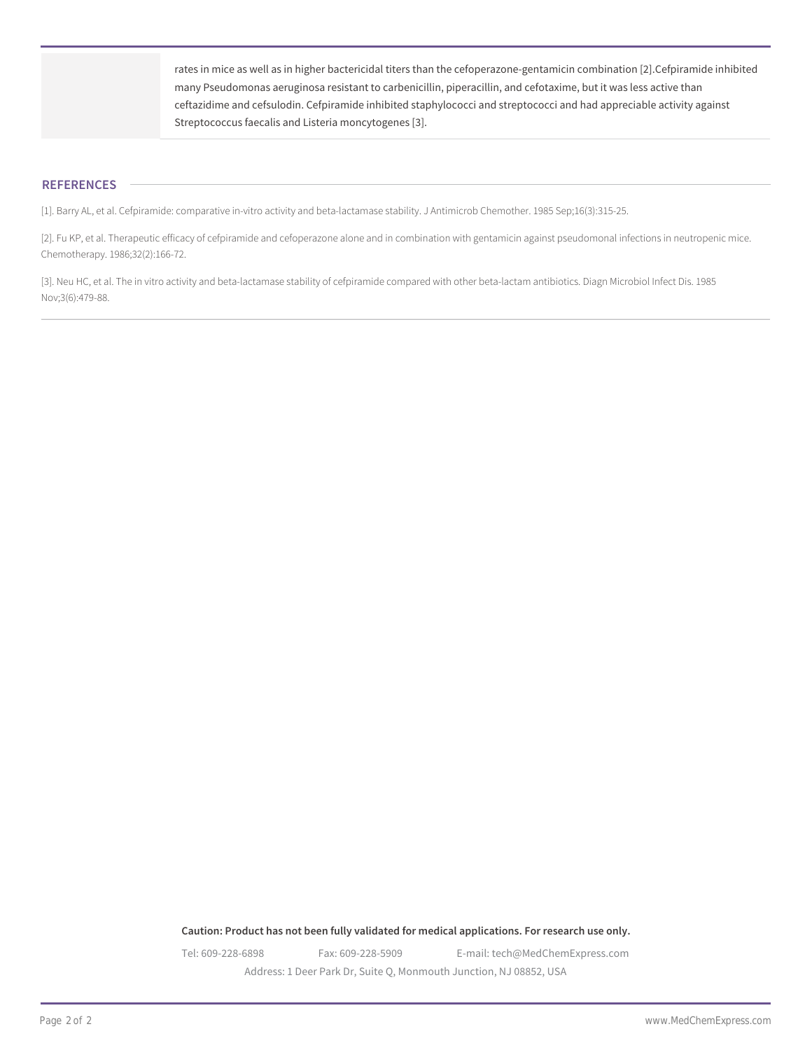rates in mice as well as in higher bactericidal titers than the cefoperazone-gentamicin combination [2].Cefpiramide inhibited many Pseudomonas aeruginosa resistant to carbenicillin, piperacillin, and cefotaxime, but it was less active than ceftazidime and cefsulodin. Cefpiramide inhibited staphylococci and streptococci and had appreciable activity against Streptococcus faecalis and Listeria moncytogenes [3].

## REFERENCES

[1]. Barry AL, et al. Cefpiramide: comparative in-vitro activity and beta-lactamase stability. J Antimicrob Chemother. 1985 Sep;16(3):315-25.

[2]. Fu KP, et al. Therapeutic efficacy of cefpiramide and cefoperazone alone and in combination with gentamicin against pseudomonal infections in neutropenic mice. Chemotherapy. 1986;32(2):166-72.

[3]. Neu HC, et al. The in vitro activity and beta-lactamase stability of cefpiramide compared with other beta-lactam antibiotics. Diagn Microbiol Infect Dis. 1985 Nov;3(6):479-88.

**Caution: Product has not been fully validated for medical applications. For research use only.**

Tel: 609-228-6898 Fax: 609-228-5909 E-mail: tech@MedChemExpress.com

Address: 1 Deer Park Dr, Suite Q, Monmouth Junction, NJ 08852, USA